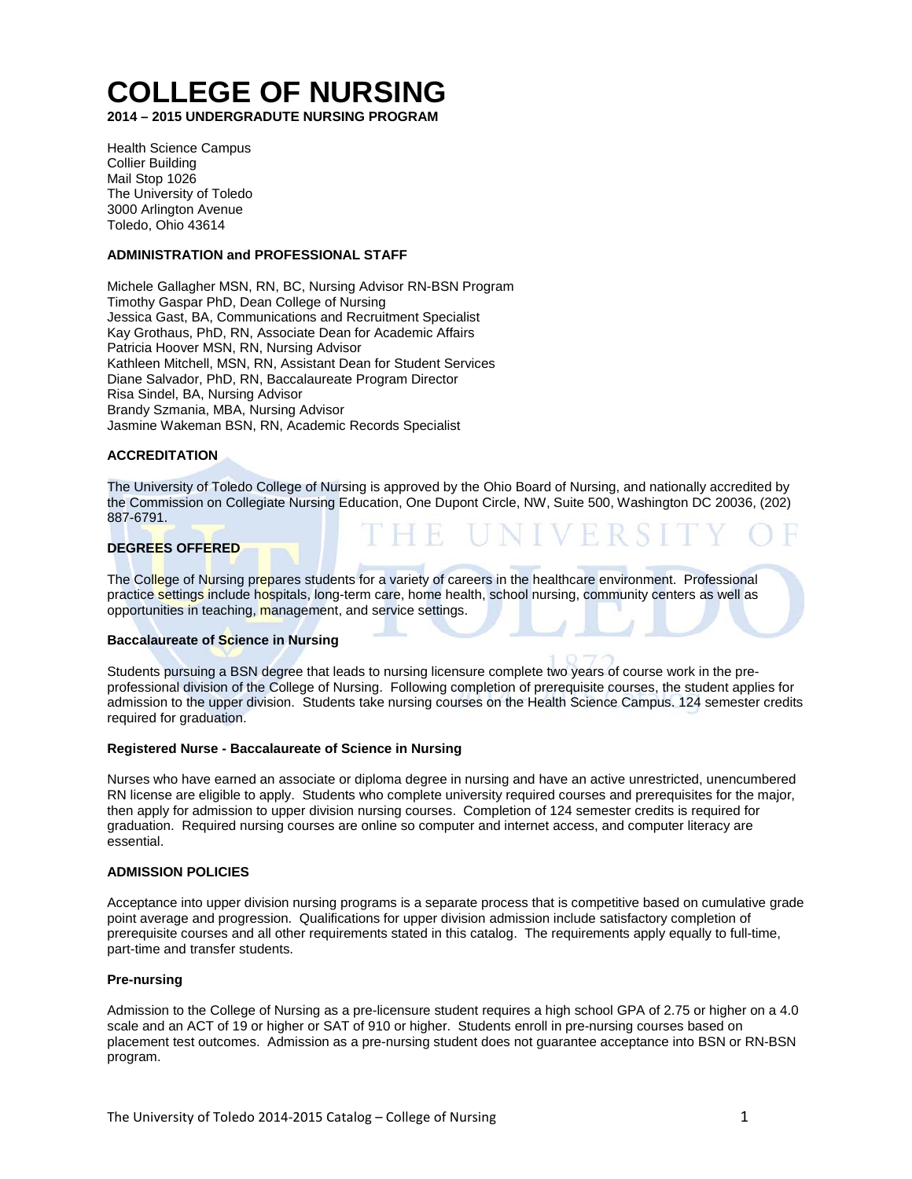# COLLEGE OF NURSING

**2014 – 2015 UNDERGRADUTE NURSING PROGRAM**

Health Science Campus
Collier Building
Mail Stop 1026
The University of Toledo
3000 Arlington Avenue
Toledo, Ohio 43614

### ADMINISTRATION and PROFESSIONAL STAFF

Michele Gallagher MSN, RN, BC, Nursing Advisor RN-BSN Program
Timothy Gaspar PhD, Dean College of Nursing
Jessica Gast, BA, Communications and Recruitment Specialist
Kay Grothaus, PhD, RN, Associate Dean for Academic Affairs
Patricia Hoover MSN, RN, Nursing Advisor
Kathleen Mitchell, MSN, RN, Assistant Dean for Student Services
Diane Salvador, PhD, RN, Baccalaureate Program Director
Risa Sindel, BA, Nursing Advisor
Brandy Szmania, MBA, Nursing Advisor
Jasmine Wakeman BSN, RN, Academic Records Specialist

### ACCREDITATION

The University of Toledo College of Nursing is approved by the Ohio Board of Nursing, and nationally accredited by the Commission on Collegiate Nursing Education, One Dupont Circle, NW, Suite 500, Washington DC 20036, (202) 887-6791.

### DEGREES OFFERED

The College of Nursing prepares students for a variety of careers in the healthcare environment. Professional practice settings include hospitals, long-term care, home health, school nursing, community centers as well as opportunities in teaching, management, and service settings.

#### Baccalaureate of Science in Nursing

Students pursuing a BSN degree that leads to nursing licensure complete two years of course work in the pre-professional division of the College of Nursing. Following completion of prerequisite courses, the student applies for admission to the upper division. Students take nursing courses on the Health Science Campus. 124 semester credits required for graduation.

#### Registered Nurse - Baccalaureate of Science in Nursing

Nurses who have earned an associate or diploma degree in nursing and have an active unrestricted, unencumbered RN license are eligible to apply. Students who complete university required courses and prerequisites for the major, then apply for admission to upper division nursing courses. Completion of 124 semester credits is required for graduation. Required nursing courses are online so computer and internet access, and computer literacy are essential.

### ADMISSION POLICIES

Acceptance into upper division nursing programs is a separate process that is competitive based on cumulative grade point average and progression. Qualifications for upper division admission include satisfactory completion of prerequisite courses and all other requirements stated in this catalog. The requirements apply equally to full-time, part-time and transfer students.

#### Pre-nursing

Admission to the College of Nursing as a pre-licensure student requires a high school GPA of 2.75 or higher on a 4.0 scale and an ACT of 19 or higher or SAT of 910 or higher. Students enroll in pre-nursing courses based on placement test outcomes. Admission as a pre-nursing student does not guarantee acceptance into BSN or RN-BSN program.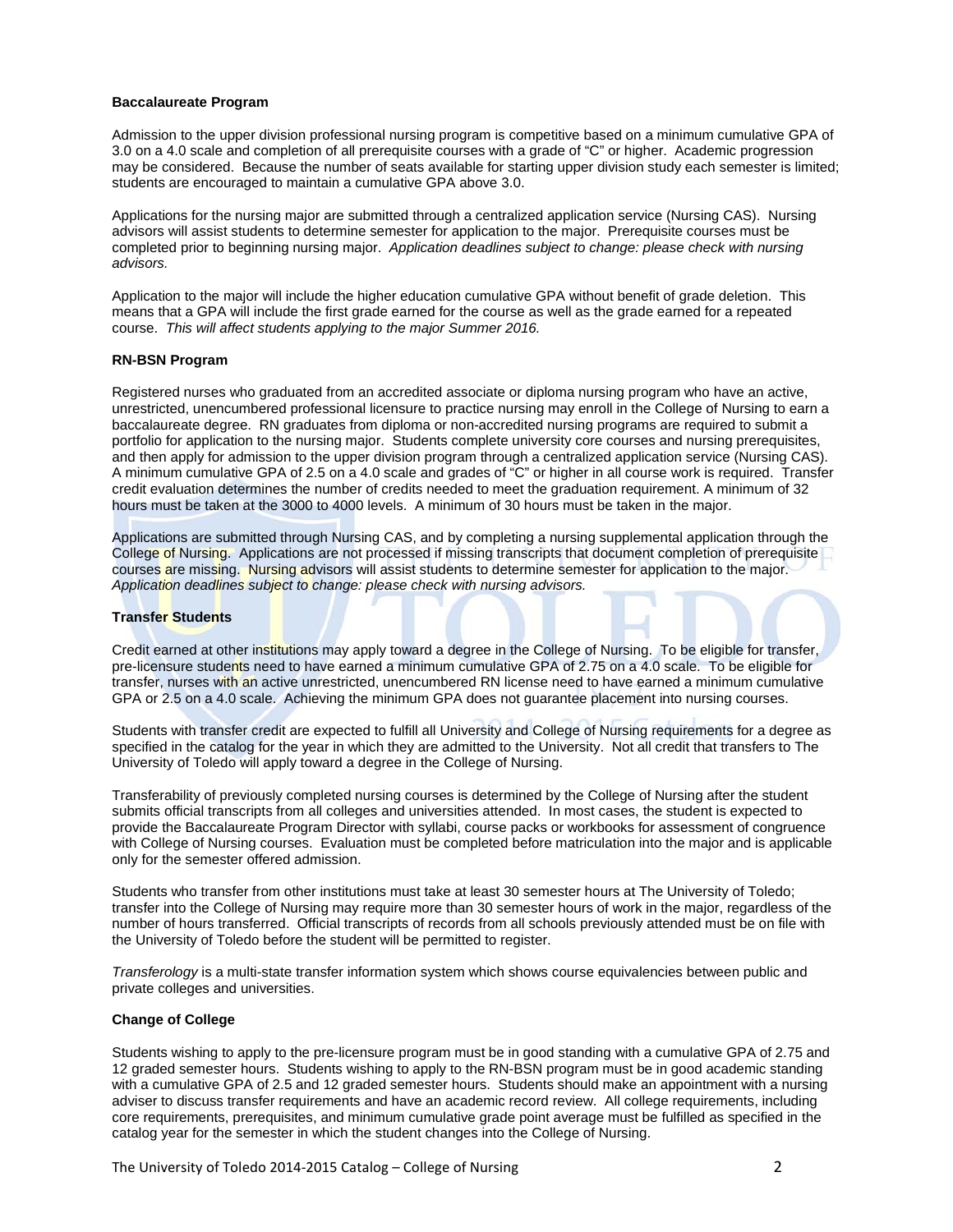### Baccalaureate Program

Admission to the upper division professional nursing program is competitive based on a minimum cumulative GPA of 3.0 on a 4.0 scale and completion of all prerequisite courses with a grade of "C" or higher. Academic progression may be considered. Because the number of seats available for starting upper division study each semester is limited; students are encouraged to maintain a cumulative GPA above 3.0.

Applications for the nursing major are submitted through a centralized application service (Nursing CAS). Nursing advisors will assist students to determine semester for application to the major. Prerequisite courses must be completed prior to beginning nursing major. *Application deadlines subject to change: please check with nursing advisors.*

Application to the major will include the higher education cumulative GPA without benefit of grade deletion. This means that a GPA will include the first grade earned for the course as well as the grade earned for a repeated course. *This will affect students applying to the major Summer 2016.*

### RN-BSN Program

Registered nurses who graduated from an accredited associate or diploma nursing program who have an active, unrestricted, unencumbered professional licensure to practice nursing may enroll in the College of Nursing to earn a baccalaureate degree. RN graduates from diploma or non-accredited nursing programs are required to submit a portfolio for application to the nursing major. Students complete university core courses and nursing prerequisites, and then apply for admission to the upper division program through a centralized application service (Nursing CAS). A minimum cumulative GPA of 2.5 on a 4.0 scale and grades of "C" or higher in all course work is required. Transfer credit evaluation determines the number of credits needed to meet the graduation requirement. A minimum of 32 hours must be taken at the 3000 to 4000 levels. A minimum of 30 hours must be taken in the major.

Applications are submitted through Nursing CAS, and by completing a nursing supplemental application through the College of Nursing. Applications are not processed if missing transcripts that document completion of prerequisite courses are missing. Nursing advisors will assist students to determine semester for application to the major. *Application deadlines subject to change: please check with nursing advisors.*

### Transfer Students

Credit earned at other institutions may apply toward a degree in the College of Nursing. To be eligible for transfer, pre-licensure students need to have earned a minimum cumulative GPA of 2.75 on a 4.0 scale. To be eligible for transfer, nurses with an active unrestricted, unencumbered RN license need to have earned a minimum cumulative GPA or 2.5 on a 4.0 scale. Achieving the minimum GPA does not guarantee placement into nursing courses.

Students with transfer credit are expected to fulfill all University and College of Nursing requirements for a degree as specified in the catalog for the year in which they are admitted to the University. Not all credit that transfers to The University of Toledo will apply toward a degree in the College of Nursing.

Transferability of previously completed nursing courses is determined by the College of Nursing after the student submits official transcripts from all colleges and universities attended. In most cases, the student is expected to provide the Baccalaureate Program Director with syllabi, course packs or workbooks for assessment of congruence with College of Nursing courses. Evaluation must be completed before matriculation into the major and is applicable only for the semester offered admission.

Students who transfer from other institutions must take at least 30 semester hours at The University of Toledo; transfer into the College of Nursing may require more than 30 semester hours of work in the major, regardless of the number of hours transferred. Official transcripts of records from all schools previously attended must be on file with the University of Toledo before the student will be permitted to register.

*Transferology* is a multi-state transfer information system which shows course equivalencies between public and private colleges and universities.

### Change of College

Students wishing to apply to the pre-licensure program must be in good standing with a cumulative GPA of 2.75 and 12 graded semester hours. Students wishing to apply to the RN-BSN program must be in good academic standing with a cumulative GPA of 2.5 and 12 graded semester hours. Students should make an appointment with a nursing adviser to discuss transfer requirements and have an academic record review. All college requirements, including core requirements, prerequisites, and minimum cumulative grade point average must be fulfilled as specified in the catalog year for the semester in which the student changes into the College of Nursing.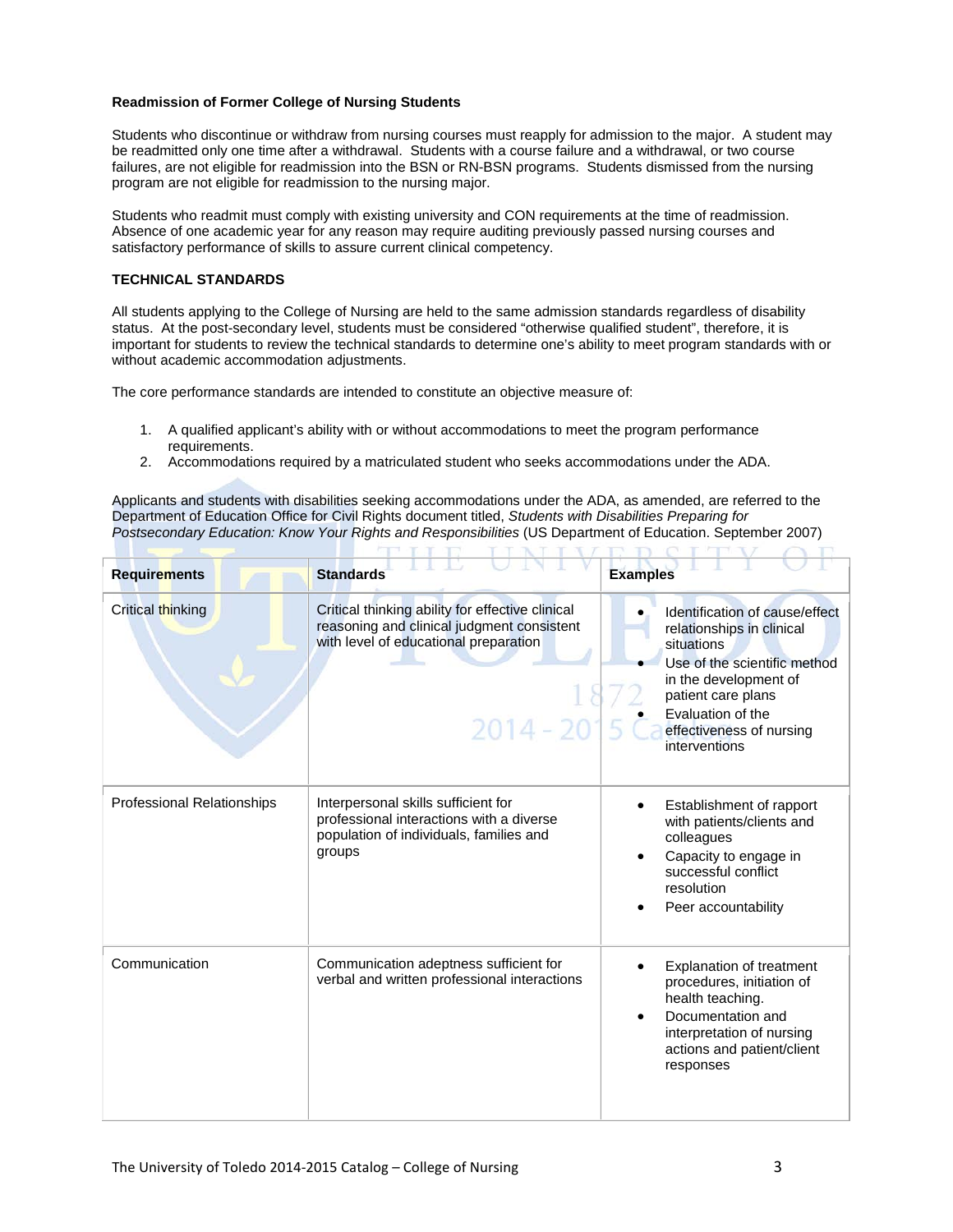**Readmission of Former College of Nursing Students**

Students who discontinue or withdraw from nursing courses must reapply for admission to the major. A student may be readmitted only one time after a withdrawal. Students with a course failure and a withdrawal, or two course failures, are not eligible for readmission into the BSN or RN-BSN programs. Students dismissed from the nursing program are not eligible for readmission to the nursing major.

Students who readmit must comply with existing university and CON requirements at the time of readmission. Absence of one academic year for any reason may require auditing previously passed nursing courses and satisfactory performance of skills to assure current clinical competency.

**TECHNICAL STANDARDS**

All students applying to the College of Nursing are held to the same admission standards regardless of disability status. At the post-secondary level, students must be considered "otherwise qualified student", therefore, it is important for students to review the technical standards to determine one's ability to meet program standards with or without academic accommodation adjustments.

The core performance standards are intended to constitute an objective measure of:

1. A qualified applicant's ability with or without accommodations to meet the program performance requirements.
2. Accommodations required by a matriculated student who seeks accommodations under the ADA.

Applicants and students with disabilities seeking accommodations under the ADA, as amended, are referred to the Department of Education Office for Civil Rights document titled, *Students with Disabilities Preparing for Postsecondary Education: Know Your Rights and Responsibilities* (US Department of Education. September 2007)

| **Requirements** | **Standards** | **Examples** |
|---|---|---|
| Critical thinking | Critical thinking ability for effective clinical reasoning and clinical judgment consistent with level of educational preparation | • Identification of cause/effect relationships in clinical situations<br>• Use of the scientific method in the development of patient care plans<br>• Evaluation of the effectiveness of nursing interventions |
| Professional Relationships | Interpersonal skills sufficient for professional interactions with a diverse population of individuals, families and groups | • Establishment of rapport with patients/clients and colleagues<br>• Capacity to engage in successful conflict resolution<br>• Peer accountability |
| Communication | Communication adeptness sufficient for verbal and written professional interactions | • Explanation of treatment procedures, initiation of health teaching.<br>• Documentation and interpretation of nursing actions and patient/client responses |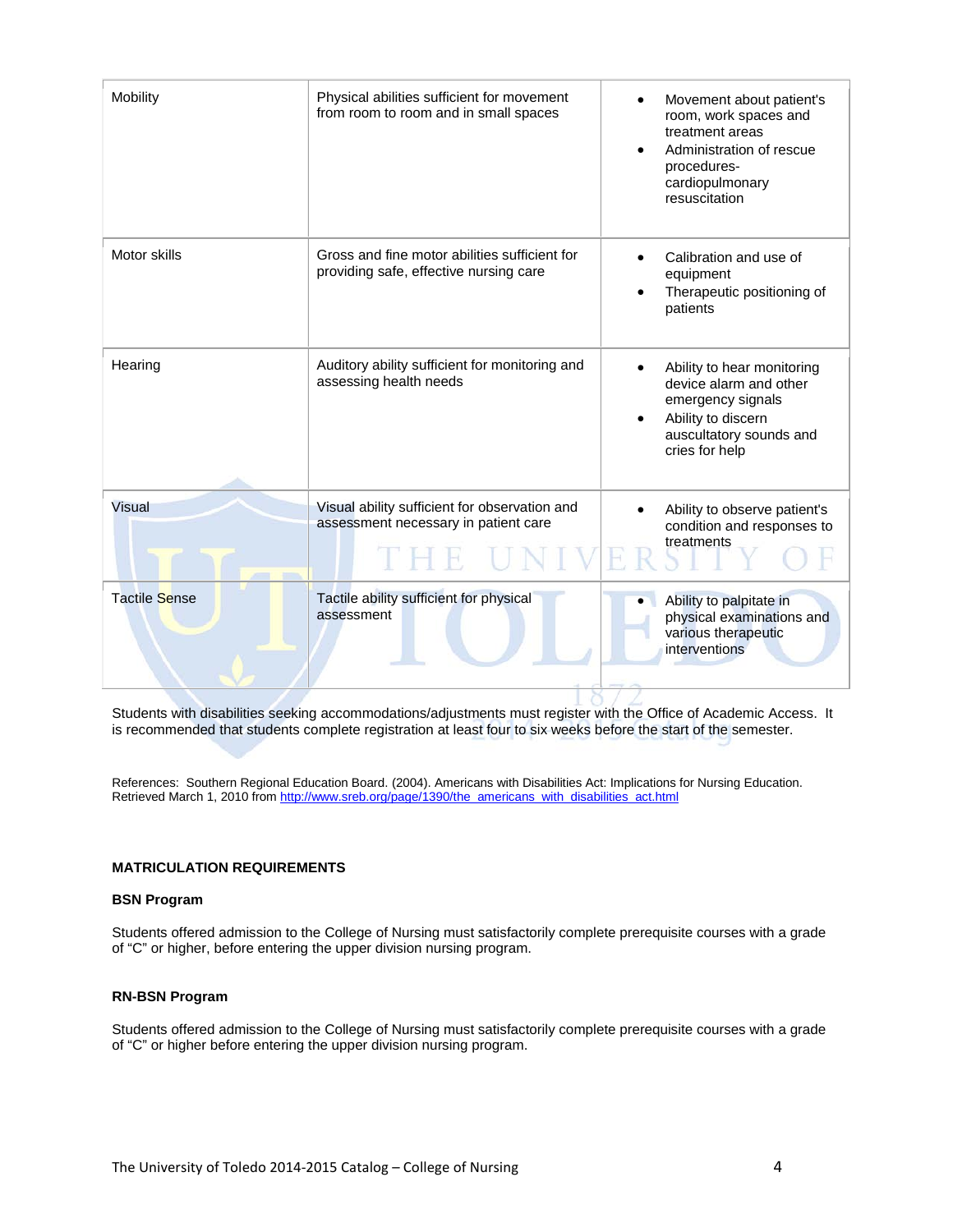| Mobility | Physical abilities sufficient for movement from room to room and in small spaces | • Movement about patient's room, work spaces and treatment areas<br>• Administration of rescue procedures-cardiopulmonary resuscitation |
|---|---|---|
| Motor skills | Gross and fine motor abilities sufficient for providing safe, effective nursing care | • Calibration and use of equipment<br>• Therapeutic positioning of patients |
| Hearing | Auditory ability sufficient for monitoring and assessing health needs | • Ability to hear monitoring device alarm and other emergency signals<br>• Ability to discern auscultatory sounds and cries for help |
| Visual | Visual ability sufficient for observation and assessment necessary in patient care | • Ability to observe patient's condition and responses to treatments |
| Tactile Sense | Tactile ability sufficient for physical assessment | • Ability to palpitate in physical examinations and various therapeutic interventions |

Students with disabilities seeking accommodations/adjustments must register with the Office of Academic Access. It is recommended that students complete registration at least four to six weeks before the start of the semester.

References: Southern Regional Education Board. (2004). Americans with Disabilities Act: Implications for Nursing Education. Retrieved March 1, 2010 from http://www.sreb.org/page/1390/the_americans_with_disabilities_act.html

**MATRICULATION REQUIREMENTS**

**BSN Program**

Students offered admission to the College of Nursing must satisfactorily complete prerequisite courses with a grade of "C" or higher, before entering the upper division nursing program.

**RN-BSN Program**

Students offered admission to the College of Nursing must satisfactorily complete prerequisite courses with a grade of "C" or higher before entering the upper division nursing program.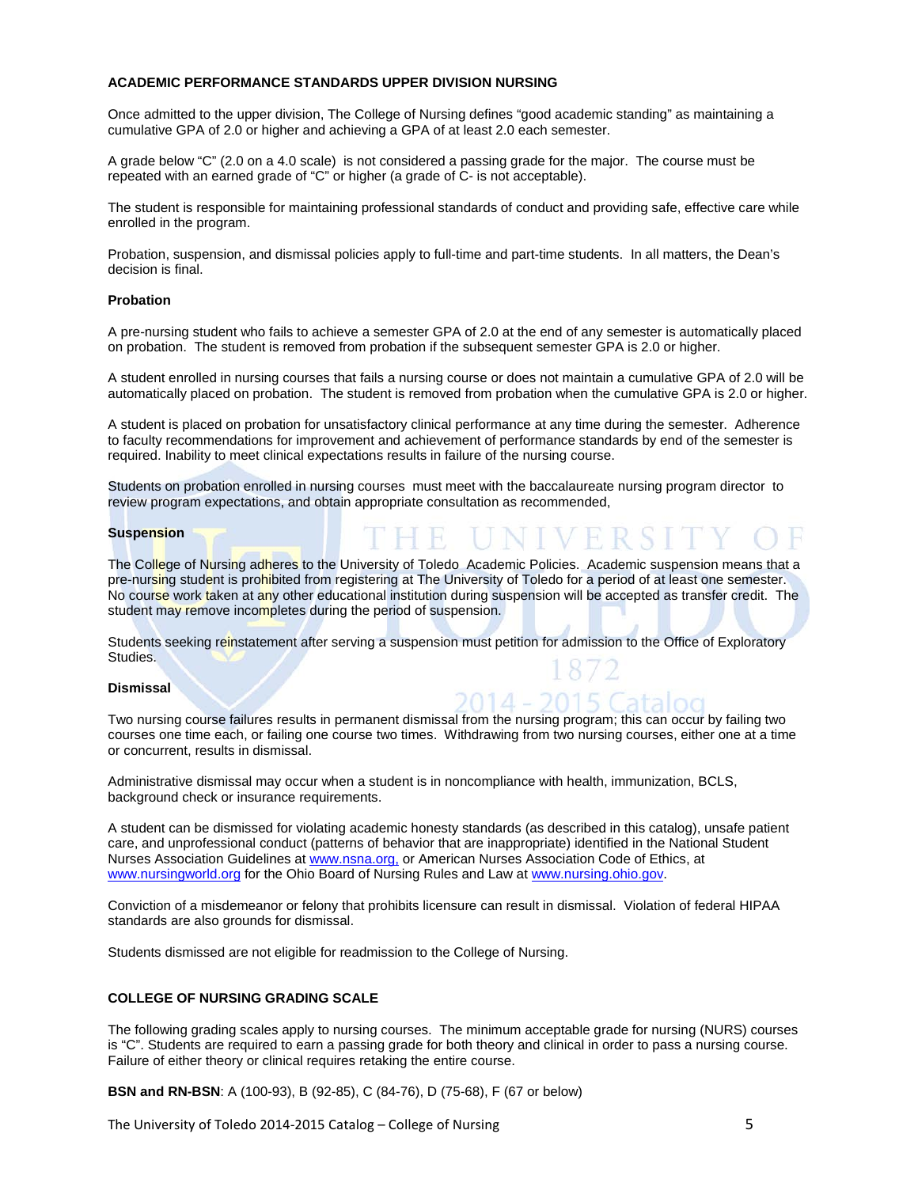## ACADEMIC PERFORMANCE STANDARDS UPPER DIVISION NURSING

Once admitted to the upper division, The College of Nursing defines "good academic standing" as maintaining a cumulative GPA of 2.0 or higher and achieving a GPA of at least 2.0 each semester.

A grade below "C" (2.0 on a 4.0 scale) is not considered a passing grade for the major. The course must be repeated with an earned grade of "C" or higher (a grade of C- is not acceptable).

The student is responsible for maintaining professional standards of conduct and providing safe, effective care while enrolled in the program.

Probation, suspension, and dismissal policies apply to full-time and part-time students. In all matters, the Dean's decision is final.

### Probation

A pre-nursing student who fails to achieve a semester GPA of 2.0 at the end of any semester is automatically placed on probation. The student is removed from probation if the subsequent semester GPA is 2.0 or higher.

A student enrolled in nursing courses that fails a nursing course or does not maintain a cumulative GPA of 2.0 will be automatically placed on probation. The student is removed from probation when the cumulative GPA is 2.0 or higher.

A student is placed on probation for unsatisfactory clinical performance at any time during the semester. Adherence to faculty recommendations for improvement and achievement of performance standards by end of the semester is required. Inability to meet clinical expectations results in failure of the nursing course.

Students on probation enrolled in nursing courses must meet with the baccalaureate nursing program director to review program expectations, and obtain appropriate consultation as recommended,

### Suspension

The College of Nursing adheres to the University of Toledo Academic Policies. Academic suspension means that a pre-nursing student is prohibited from registering at The University of Toledo for a period of at least one semester. No course work taken at any other educational institution during suspension will be accepted as transfer credit. The student may remove incompletes during the period of suspension.

Students seeking reinstatement after serving a suspension must petition for admission to the Office of Exploratory Studies.

### Dismissal

Two nursing course failures results in permanent dismissal from the nursing program; this can occur by failing two courses one time each, or failing one course two times. Withdrawing from two nursing courses, either one at a time or concurrent, results in dismissal.

Administrative dismissal may occur when a student is in noncompliance with health, immunization, BCLS, background check or insurance requirements.

A student can be dismissed for violating academic honesty standards (as described in this catalog), unsafe patient care, and unprofessional conduct (patterns of behavior that are inappropriate) identified in the National Student Nurses Association Guidelines at www.nsna.org, or American Nurses Association Code of Ethics, at www.nursingworld.org for the Ohio Board of Nursing Rules and Law at www.nursing.ohio.gov.

Conviction of a misdemeanor or felony that prohibits licensure can result in dismissal. Violation of federal HIPAA standards are also grounds for dismissal.

Students dismissed are not eligible for readmission to the College of Nursing.

## COLLEGE OF NURSING GRADING SCALE

The following grading scales apply to nursing courses. The minimum acceptable grade for nursing (NURS) courses is "C". Students are required to earn a passing grade for both theory and clinical in order to pass a nursing course. Failure of either theory or clinical requires retaking the entire course.

**BSN and RN-BSN**: A (100-93), B (92-85), C (84-76), D (75-68), F (67 or below)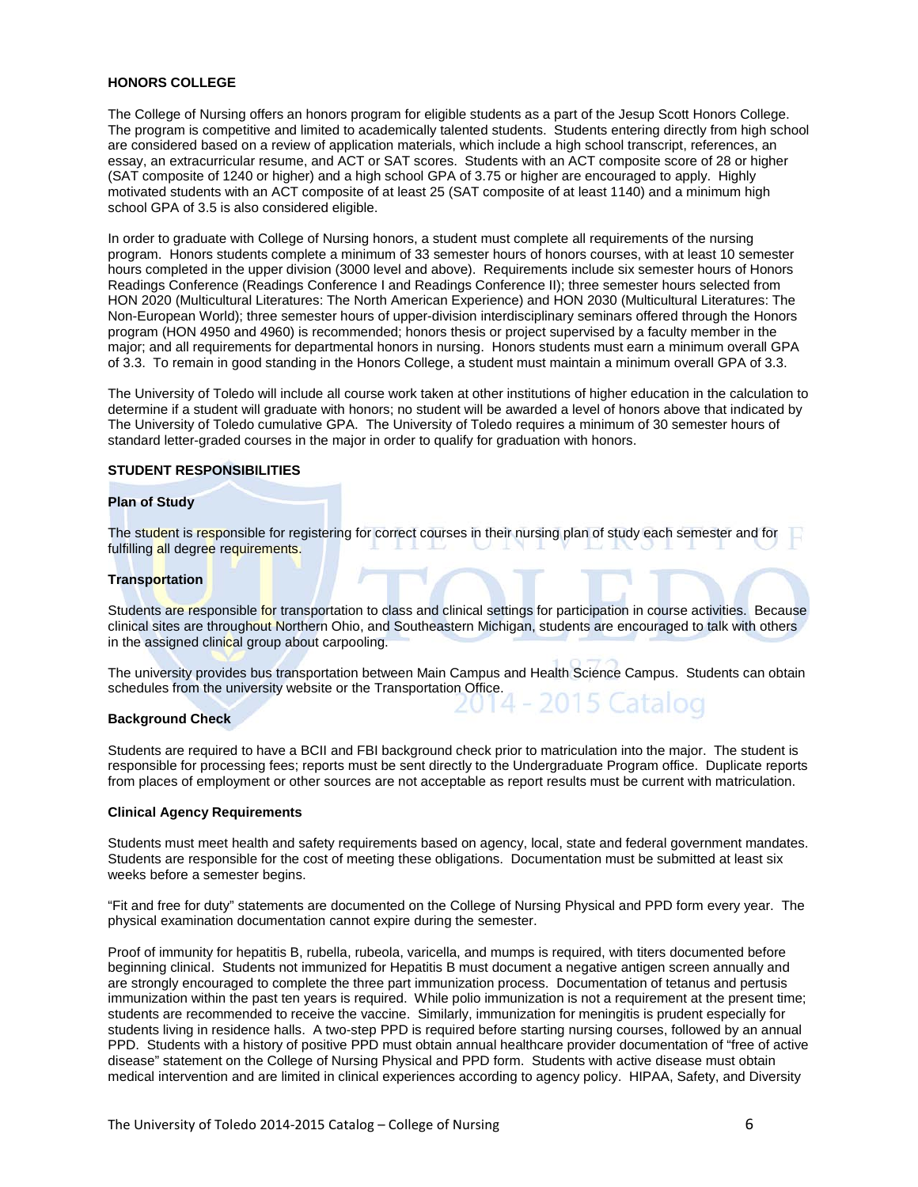## HONORS COLLEGE

The College of Nursing offers an honors program for eligible students as a part of the Jesup Scott Honors College. The program is competitive and limited to academically talented students. Students entering directly from high school are considered based on a review of application materials, which include a high school transcript, references, an essay, an extracurricular resume, and ACT or SAT scores. Students with an ACT composite score of 28 or higher (SAT composite of 1240 or higher) and a high school GPA of 3.75 or higher are encouraged to apply. Highly motivated students with an ACT composite of at least 25 (SAT composite of at least 1140) and a minimum high school GPA of 3.5 is also considered eligible.

In order to graduate with College of Nursing honors, a student must complete all requirements of the nursing program. Honors students complete a minimum of 33 semester hours of honors courses, with at least 10 semester hours completed in the upper division (3000 level and above). Requirements include six semester hours of Honors Readings Conference (Readings Conference I and Readings Conference II); three semester hours selected from HON 2020 (Multicultural Literatures: The North American Experience) and HON 2030 (Multicultural Literatures: The Non-European World); three semester hours of upper-division interdisciplinary seminars offered through the Honors program (HON 4950 and 4960) is recommended; honors thesis or project supervised by a faculty member in the major; and all requirements for departmental honors in nursing. Honors students must earn a minimum overall GPA of 3.3. To remain in good standing in the Honors College, a student must maintain a minimum overall GPA of 3.3.

The University of Toledo will include all course work taken at other institutions of higher education in the calculation to determine if a student will graduate with honors; no student will be awarded a level of honors above that indicated by The University of Toledo cumulative GPA. The University of Toledo requires a minimum of 30 semester hours of standard letter-graded courses in the major in order to qualify for graduation with honors.

## STUDENT RESPONSIBILITIES

### Plan of Study

The student is responsible for registering for correct courses in their nursing plan of study each semester and for fulfilling all degree requirements.

### Transportation

Students are responsible for transportation to class and clinical settings for participation in course activities. Because clinical sites are throughout Northern Ohio, and Southeastern Michigan, students are encouraged to talk with others in the assigned clinical group about carpooling.

The university provides bus transportation between Main Campus and Health Science Campus. Students can obtain schedules from the university website or the Transportation Office.

### Background Check

Students are required to have a BCII and FBI background check prior to matriculation into the major. The student is responsible for processing fees; reports must be sent directly to the Undergraduate Program office. Duplicate reports from places of employment or other sources are not acceptable as report results must be current with matriculation.

### Clinical Agency Requirements

Students must meet health and safety requirements based on agency, local, state and federal government mandates. Students are responsible for the cost of meeting these obligations. Documentation must be submitted at least six weeks before a semester begins.

"Fit and free for duty" statements are documented on the College of Nursing Physical and PPD form every year. The physical examination documentation cannot expire during the semester.

Proof of immunity for hepatitis B, rubella, rubeola, varicella, and mumps is required, with titers documented before beginning clinical. Students not immunized for Hepatitis B must document a negative antigen screen annually and are strongly encouraged to complete the three part immunization process. Documentation of tetanus and pertusis immunization within the past ten years is required. While polio immunization is not a requirement at the present time; students are recommended to receive the vaccine. Similarly, immunization for meningitis is prudent especially for students living in residence halls. A two-step PPD is required before starting nursing courses, followed by an annual PPD. Students with a history of positive PPD must obtain annual healthcare provider documentation of "free of active disease" statement on the College of Nursing Physical and PPD form. Students with active disease must obtain medical intervention and are limited in clinical experiences according to agency policy. HIPAA, Safety, and Diversity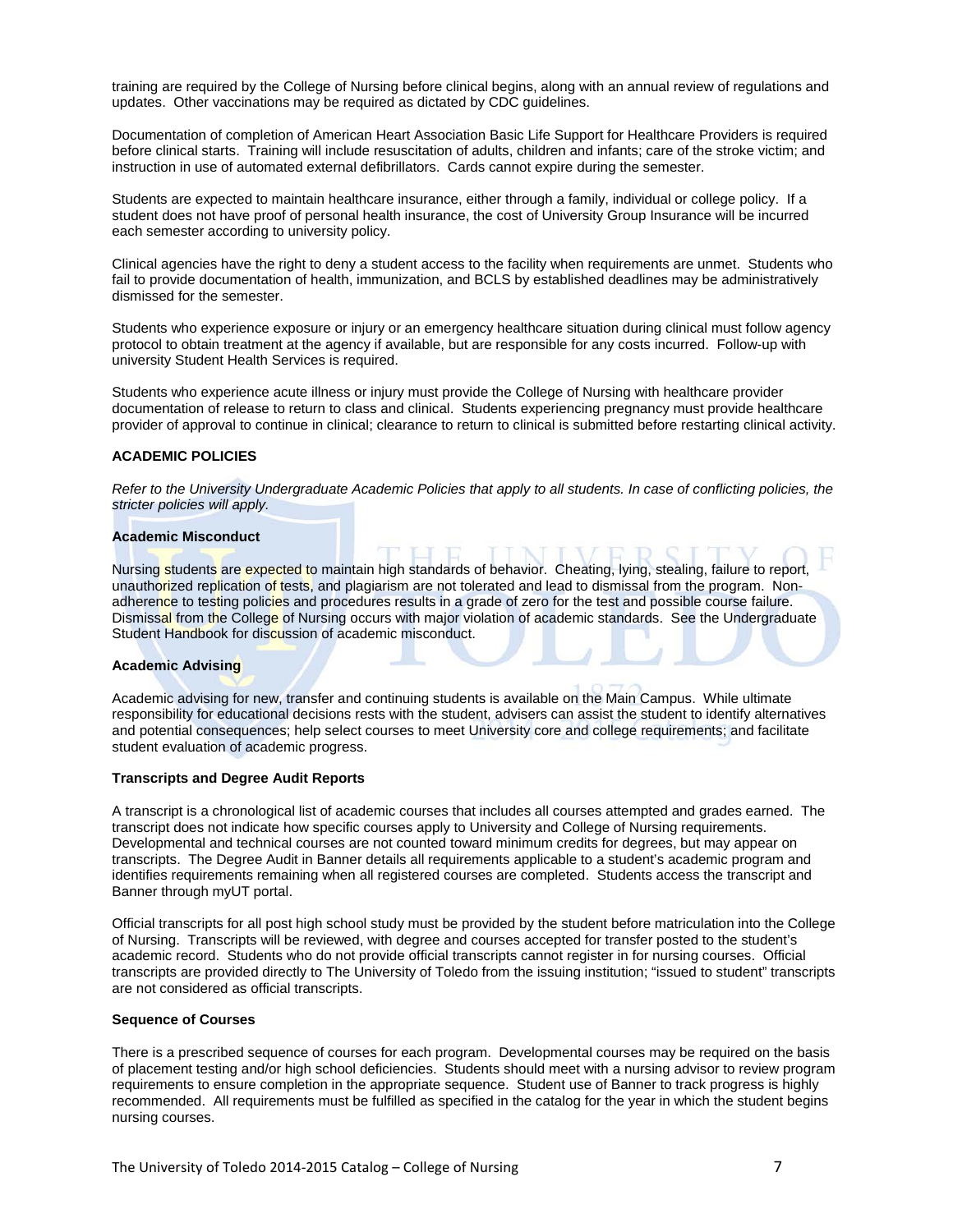training are required by the College of Nursing before clinical begins, along with an annual review of regulations and updates. Other vaccinations may be required as dictated by CDC guidelines.

Documentation of completion of American Heart Association Basic Life Support for Healthcare Providers is required before clinical starts. Training will include resuscitation of adults, children and infants; care of the stroke victim; and instruction in use of automated external defibrillators. Cards cannot expire during the semester.

Students are expected to maintain healthcare insurance, either through a family, individual or college policy. If a student does not have proof of personal health insurance, the cost of University Group Insurance will be incurred each semester according to university policy.

Clinical agencies have the right to deny a student access to the facility when requirements are unmet. Students who fail to provide documentation of health, immunization, and BCLS by established deadlines may be administratively dismissed for the semester.

Students who experience exposure or injury or an emergency healthcare situation during clinical must follow agency protocol to obtain treatment at the agency if available, but are responsible for any costs incurred. Follow-up with university Student Health Services is required.

Students who experience acute illness or injury must provide the College of Nursing with healthcare provider documentation of release to return to class and clinical. Students experiencing pregnancy must provide healthcare provider of approval to continue in clinical; clearance to return to clinical is submitted before restarting clinical activity.

## ACADEMIC POLICIES

*Refer to the University Undergraduate Academic Policies that apply to all students. In case of conflicting policies, the stricter policies will apply.*

### Academic Misconduct

Nursing students are expected to maintain high standards of behavior. Cheating, lying, stealing, failure to report, unauthorized replication of tests, and plagiarism are not tolerated and lead to dismissal from the program. Non-adherence to testing policies and procedures results in a grade of zero for the test and possible course failure. Dismissal from the College of Nursing occurs with major violation of academic standards. See the Undergraduate Student Handbook for discussion of academic misconduct.

### Academic Advising

Academic advising for new, transfer and continuing students is available on the Main Campus. While ultimate responsibility for educational decisions rests with the student, advisers can assist the student to identify alternatives and potential consequences; help select courses to meet University core and college requirements; and facilitate student evaluation of academic progress.

### Transcripts and Degree Audit Reports

A transcript is a chronological list of academic courses that includes all courses attempted and grades earned. The transcript does not indicate how specific courses apply to University and College of Nursing requirements. Developmental and technical courses are not counted toward minimum credits for degrees, but may appear on transcripts. The Degree Audit in Banner details all requirements applicable to a student's academic program and identifies requirements remaining when all registered courses are completed. Students access the transcript and Banner through myUT portal.

Official transcripts for all post high school study must be provided by the student before matriculation into the College of Nursing. Transcripts will be reviewed, with degree and courses accepted for transfer posted to the student's academic record. Students who do not provide official transcripts cannot register in for nursing courses. Official transcripts are provided directly to The University of Toledo from the issuing institution; "issued to student" transcripts are not considered as official transcripts.

### Sequence of Courses

There is a prescribed sequence of courses for each program. Developmental courses may be required on the basis of placement testing and/or high school deficiencies. Students should meet with a nursing advisor to review program requirements to ensure completion in the appropriate sequence. Student use of Banner to track progress is highly recommended. All requirements must be fulfilled as specified in the catalog for the year in which the student begins nursing courses.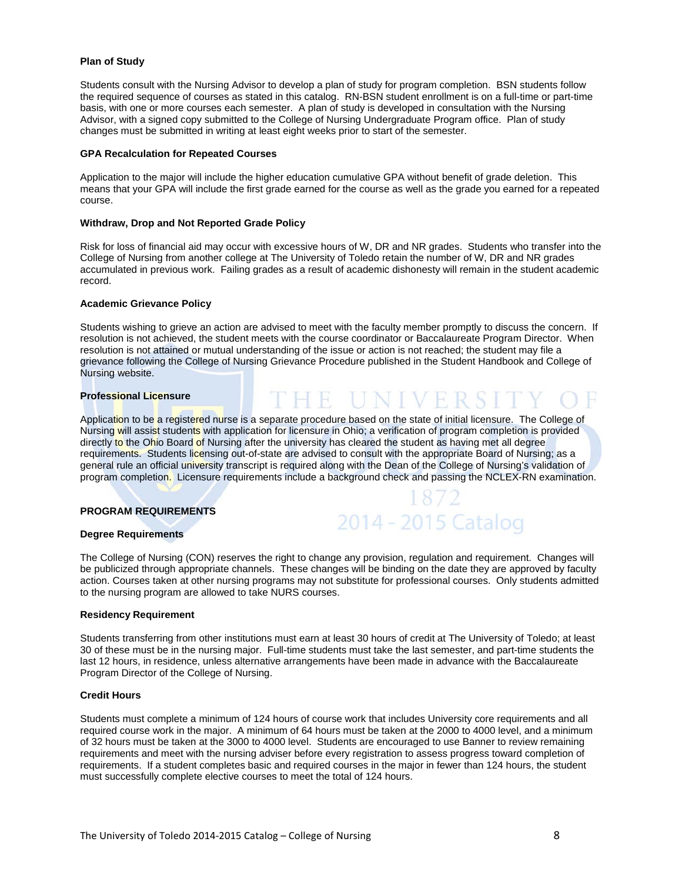**Plan of Study**

Students consult with the Nursing Advisor to develop a plan of study for program completion. BSN students follow the required sequence of courses as stated in this catalog. RN-BSN student enrollment is on a full-time or part-time basis, with one or more courses each semester. A plan of study is developed in consultation with the Nursing Advisor, with a signed copy submitted to the College of Nursing Undergraduate Program office. Plan of study changes must be submitted in writing at least eight weeks prior to start of the semester.

**GPA Recalculation for Repeated Courses**

Application to the major will include the higher education cumulative GPA without benefit of grade deletion. This means that your GPA will include the first grade earned for the course as well as the grade you earned for a repeated course.

**Withdraw, Drop and Not Reported Grade Policy**

Risk for loss of financial aid may occur with excessive hours of W, DR and NR grades. Students who transfer into the College of Nursing from another college at The University of Toledo retain the number of W, DR and NR grades accumulated in previous work. Failing grades as a result of academic dishonesty will remain in the student academic record.

**Academic Grievance Policy**

Students wishing to grieve an action are advised to meet with the faculty member promptly to discuss the concern. If resolution is not achieved, the student meets with the course coordinator or Baccalaureate Program Director. When resolution is not attained or mutual understanding of the issue or action is not reached; the student may file a grievance following the College of Nursing Grievance Procedure published in the Student Handbook and College of Nursing website.

**Professional Licensure**

Application to be a registered nurse is a separate procedure based on the state of initial licensure. The College of Nursing will assist students with application for licensure in Ohio; a verification of program completion is provided directly to the Ohio Board of Nursing after the university has cleared the student as having met all degree requirements. Students licensing out-of-state are advised to consult with the appropriate Board of Nursing; as a general rule an official university transcript is required along with the Dean of the College of Nursing's validation of program completion. Licensure requirements include a background check and passing the NCLEX-RN examination.

## PROGRAM REQUIREMENTS

**Degree Requirements**

The College of Nursing (CON) reserves the right to change any provision, regulation and requirement. Changes will be publicized through appropriate channels. These changes will be binding on the date they are approved by faculty action. Courses taken at other nursing programs may not substitute for professional courses. Only students admitted to the nursing program are allowed to take NURS courses.

**Residency Requirement**

Students transferring from other institutions must earn at least 30 hours of credit at The University of Toledo; at least 30 of these must be in the nursing major. Full-time students must take the last semester, and part-time students the last 12 hours, in residence, unless alternative arrangements have been made in advance with the Baccalaureate Program Director of the College of Nursing.

**Credit Hours**

Students must complete a minimum of 124 hours of course work that includes University core requirements and all required course work in the major. A minimum of 64 hours must be taken at the 2000 to 4000 level, and a minimum of 32 hours must be taken at the 3000 to 4000 level. Students are encouraged to use Banner to review remaining requirements and meet with the nursing adviser before every registration to assess progress toward completion of requirements. If a student completes basic and required courses in the major in fewer than 124 hours, the student must successfully complete elective courses to meet the total of 124 hours.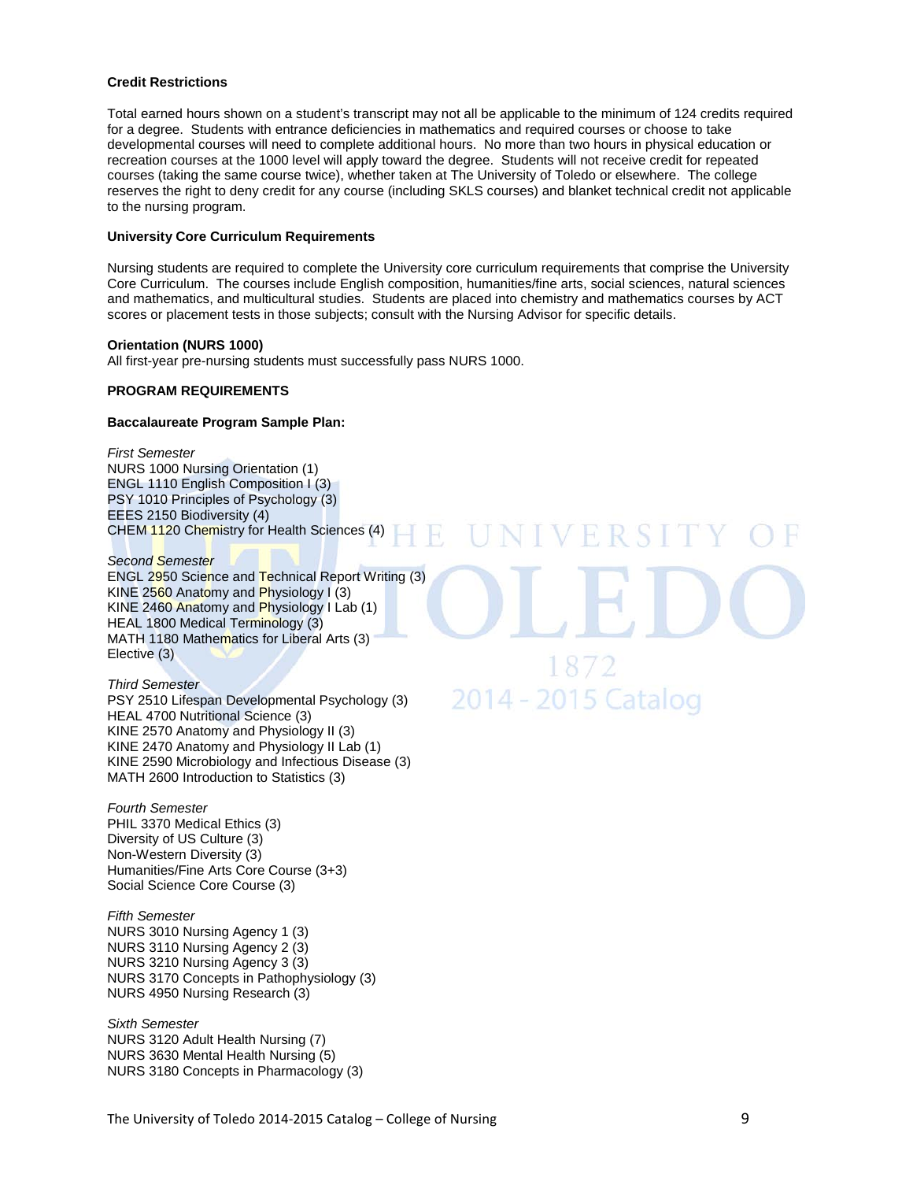**Credit Restrictions**

Total earned hours shown on a student's transcript may not all be applicable to the minimum of 124 credits required for a degree. Students with entrance deficiencies in mathematics and required courses or choose to take developmental courses will need to complete additional hours. No more than two hours in physical education or recreation courses at the 1000 level will apply toward the degree. Students will not receive credit for repeated courses (taking the same course twice), whether taken at The University of Toledo or elsewhere. The college reserves the right to deny credit for any course (including SKLS courses) and blanket technical credit not applicable to the nursing program.

**University Core Curriculum Requirements**

Nursing students are required to complete the University core curriculum requirements that comprise the University Core Curriculum. The courses include English composition, humanities/fine arts, social sciences, natural sciences and mathematics, and multicultural studies. Students are placed into chemistry and mathematics courses by ACT scores or placement tests in those subjects; consult with the Nursing Advisor for specific details.

**Orientation (NURS 1000)**

All first-year pre-nursing students must successfully pass NURS 1000.

**PROGRAM REQUIREMENTS**

**Baccalaureate Program Sample Plan:**

*First Semester*
NURS 1000 Nursing Orientation (1)
ENGL 1110 English Composition I (3)
PSY 1010 Principles of Psychology (3)
EEES 2150 Biodiversity (4)
CHEM 1120 Chemistry for Health Sciences (4)

*Second Semester*
ENGL 2950 Science and Technical Report Writing (3)
KINE 2560 Anatomy and Physiology I (3)
KINE 2460 Anatomy and Physiology I Lab (1)
HEAL 1800 Medical Terminology (3)
MATH 1180 Mathematics for Liberal Arts (3)
Elective (3)

*Third Semester*
PSY 2510 Lifespan Developmental Psychology (3)
HEAL 4700 Nutritional Science (3)
KINE 2570 Anatomy and Physiology II (3)
KINE 2470 Anatomy and Physiology II Lab (1)
KINE 2590 Microbiology and Infectious Disease (3)
MATH 2600 Introduction to Statistics (3)

*Fourth Semester*
PHIL 3370 Medical Ethics (3)
Diversity of US Culture (3)
Non-Western Diversity (3)
Humanities/Fine Arts Core Course (3+3)
Social Science Core Course (3)

*Fifth Semester*
NURS 3010 Nursing Agency 1 (3)
NURS 3110 Nursing Agency 2 (3)
NURS 3210 Nursing Agency 3 (3)
NURS 3170 Concepts in Pathophysiology (3)
NURS 4950 Nursing Research (3)

*Sixth Semester*
NURS 3120 Adult Health Nursing (7)
NURS 3630 Mental Health Nursing (5)
NURS 3180 Concepts in Pharmacology (3)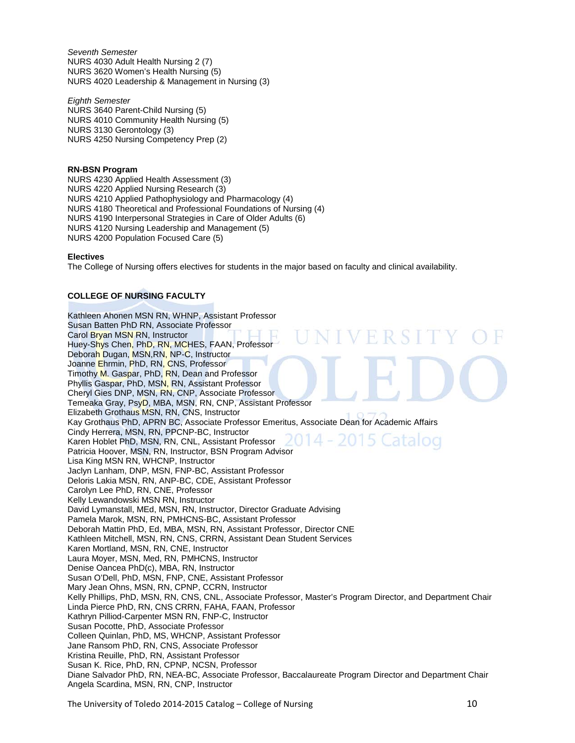*Seventh Semester*
NURS 4030 Adult Health Nursing 2 (7)
NURS 3620 Women's Health Nursing (5)
NURS 4020 Leadership & Management in Nursing (3)

*Eighth Semester*
NURS 3640 Parent-Child Nursing (5)
NURS 4010 Community Health Nursing (5)
NURS 3130 Gerontology (3)
NURS 4250 Nursing Competency Prep (2)

**RN-BSN Program**
NURS 4230 Applied Health Assessment (3)
NURS 4220 Applied Nursing Research (3)
NURS 4210 Applied Pathophysiology and Pharmacology (4)
NURS 4180 Theoretical and Professional Foundations of Nursing (4)
NURS 4190 Interpersonal Strategies in Care of Older Adults (6)
NURS 4120 Nursing Leadership and Management (5)
NURS 4200 Population Focused Care (5)

**Electives**
The College of Nursing offers electives for students in the major based on faculty and clinical availability.

## COLLEGE OF NURSING FACULTY

Kathleen Ahonen MSN RN, WHNP, Assistant Professor
Susan Batten PhD RN, Associate Professor
Carol Bryan MSN RN, Instructor
Huey-Shys Chen, PhD, RN, MCHES, FAAN, Professor
Deborah Dugan, MSN,RN, NP-C, Instructor
Joanne Ehrmin, PhD, RN, CNS, Professor
Timothy M. Gaspar, PhD, RN, Dean and Professor
Phyllis Gaspar, PhD, MSN, RN, Assistant Professor
Cheryl Gies DNP, MSN, RN, CNP, Associate Professor
Temeaka Gray, PsyD, MBA, MSN, RN, CNP, Assistant Professor
Elizabeth Grothaus MSN, RN, CNS, Instructor
Kay Grothaus PhD, APRN BC, Associate Professor Emeritus, Associate Dean for Academic Affairs
Cindy Herrera, MSN, RN, PPCNP-BC, Instructor
Karen Hoblet PhD, MSN, RN, CNL, Assistant Professor
Patricia Hoover, MSN, RN, Instructor, BSN Program Advisor
Lisa King MSN RN, WHCNP, Instructor
Jaclyn Lanham, DNP, MSN, FNP-BC, Assistant Professor
Deloris Lakia MSN, RN, ANP-BC, CDE, Assistant Professor
Carolyn Lee PhD, RN, CNE, Professor
Kelly Lewandowski MSN RN, Instructor
David Lymanstall, MEd, MSN, RN, Instructor, Director Graduate Advising
Pamela Marok, MSN, RN, PMHCNS-BC, Assistant Professor
Deborah Mattin PhD, Ed, MBA, MSN, RN, Assistant Professor, Director CNE
Kathleen Mitchell, MSN, RN, CNS, CRRN, Assistant Dean Student Services
Karen Mortland, MSN, RN, CNE, Instructor
Laura Moyer, MSN, Med, RN, PMHCNS, Instructor
Denise Oancea PhD(c), MBA, RN, Instructor
Susan O'Dell, PhD, MSN, FNP, CNE, Assistant Professor
Mary Jean Ohns, MSN, RN, CPNP, CCRN, Instructor
Kelly Phillips, PhD, MSN, RN, CNS, CNL, Associate Professor, Master's Program Director, and Department Chair
Linda Pierce PhD, RN, CNS CRRN, FAHA, FAAN, Professor
Kathryn Pilliod-Carpenter MSN RN, FNP-C, Instructor
Susan Pocotte, PhD, Associate Professor
Colleen Quinlan, PhD, MS, WHCNP, Assistant Professor
Jane Ransom PhD, RN, CNS, Associate Professor
Kristina Reuille, PhD, RN, Assistant Professor
Susan K. Rice, PhD, RN, CPNP, NCSN, Professor
Diane Salvador PhD, RN, NEA-BC, Associate Professor, Baccalaureate Program Director and Department Chair
Angela Scardina, MSN, RN, CNP, Instructor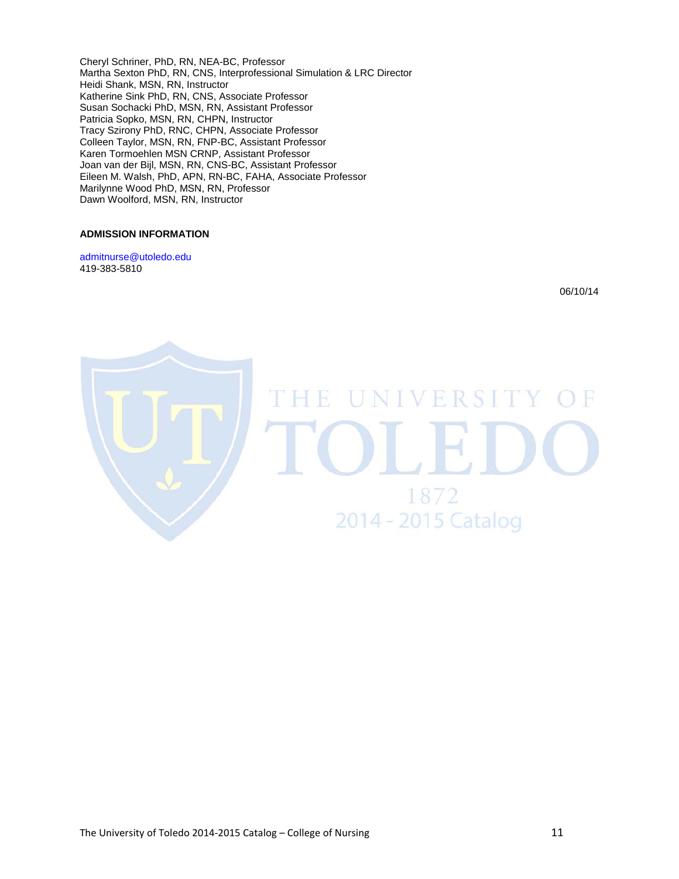Cheryl Schriner, PhD, RN, NEA-BC, Professor
Martha Sexton PhD, RN, CNS, Interprofessional Simulation & LRC Director
Heidi Shank, MSN, RN, Instructor
Katherine Sink PhD, RN, CNS, Associate Professor
Susan Sochacki PhD, MSN, RN, Assistant Professor
Patricia Sopko, MSN, RN, CHPN, Instructor
Tracy Szirony PhD, RNC, CHPN, Associate Professor
Colleen Taylor, MSN, RN, FNP-BC, Assistant Professor
Karen Tormoehlen MSN CRNP, Assistant Professor
Joan van der Bijl, MSN, RN, CNS-BC, Assistant Professor
Eileen M. Walsh, PhD, APN, RN-BC, FAHA, Associate Professor
Marilynne Wood PhD, MSN, RN, Professor
Dawn Woolford, MSN, RN, Instructor

**ADMISSION INFORMATION**

admitnurse@utoledo.edu
419-383-5810

06/10/14